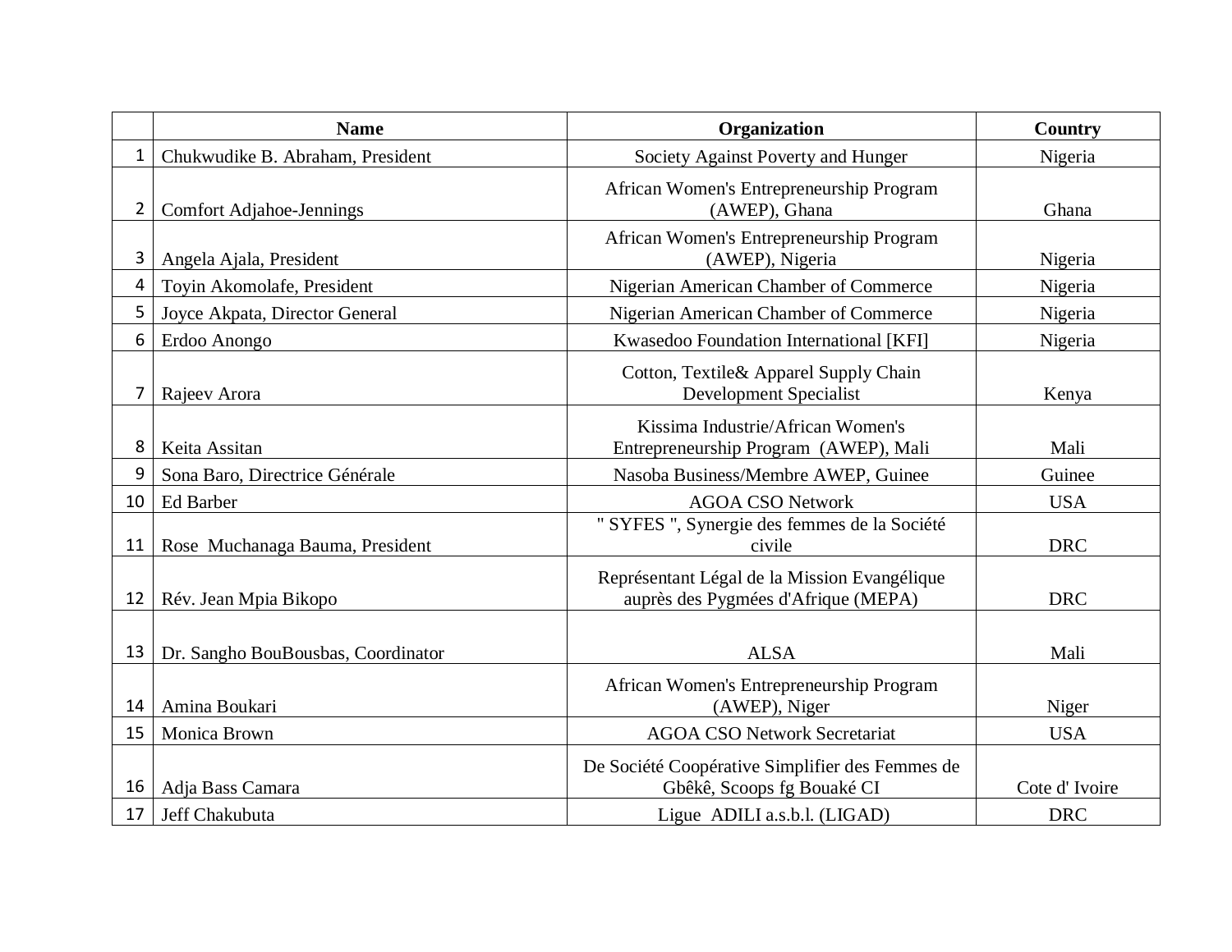| | Name | Organization | Country |
|---|---|---|---|
| 1 | Chukwudike B. Abraham, President | Society Against Poverty and Hunger | Nigeria |
| 2 | Comfort Adjahoe-Jennings | African Women's Entrepreneurship Program (AWEP), Ghana | Ghana |
| 3 | Angela Ajala, President | African Women's Entrepreneurship Program (AWEP), Nigeria | Nigeria |
| 4 | Toyin Akomolafe, President | Nigerian American Chamber of Commerce | Nigeria |
| 5 | Joyce Akpata, Director General | Nigerian American Chamber of Commerce | Nigeria |
| 6 | Erdoo Anongo | Kwasedoo Foundation International [KFI] | Nigeria |
| 7 | Rajeev Arora | Cotton, Textile& Apparel Supply Chain Development Specialist | Kenya |
| 8 | Keita Assitan | Kissima Industrie/African Women's Entrepreneurship Program (AWEP), Mali | Mali |
| 9 | Sona Baro, Directrice Générale | Nasoba Business/Membre AWEP, Guinee | Guinee |
| 10 | Ed Barber | AGOA CSO Network | USA |
| 11 | Rose Muchanaga Bauma, President | " SYFES ", Synergie des femmes de la Société civile | DRC |
| 12 | Rév. Jean Mpia Bikopo | Représentant Légal de la Mission Evangélique auprès des Pygmées d'Afrique (MEPA) | DRC |
| 13 | Dr. Sangho BouBousbas, Coordinator | ALSA | Mali |
| 14 | Amina Boukari | African Women's Entrepreneurship Program (AWEP), Niger | Niger |
| 15 | Monica Brown | AGOA CSO Network Secretariat | USA |
| 16 | Adja Bass Camara | De Société Coopérative Simplifier des Femmes de Gbêkê, Scoops fg Bouaké CI | Cote d' Ivoire |
| 17 | Jeff Chakubuta | Ligue ADILI a.s.b.l. (LIGAD) | DRC |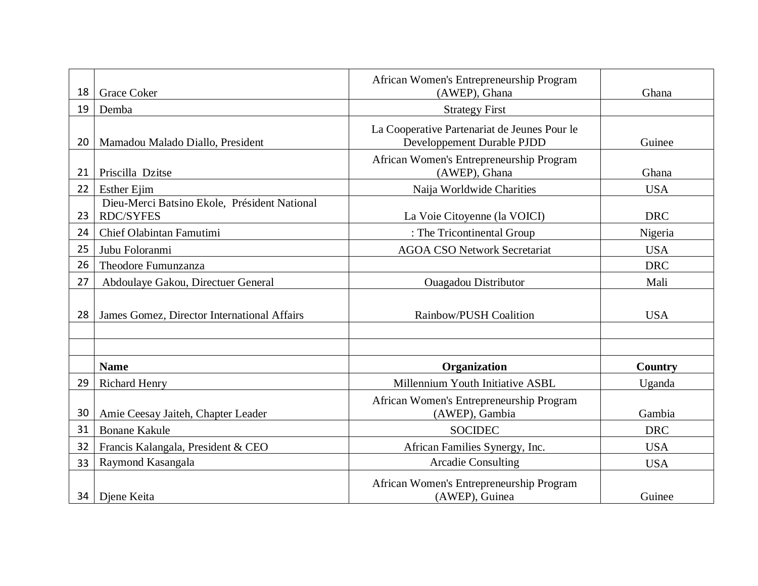| | | | |
|---|---|---|---|
| 18 | Grace Coker | African Women's Entrepreneurship Program (AWEP), Ghana | Ghana |
| 19 | Demba | Strategy First | |
| 20 | Mamadou Malado Diallo, President | La Cooperative Partenariat de Jeunes Pour le Developpement Durable PJDD | Guinee |
| 21 | Priscilla Dzitse | African Women's Entrepreneurship Program (AWEP), Ghana | Ghana |
| 22 | Esther Ejim | Naija Worldwide Charities | USA |
| 23 | Dieu-Merci Batsino Ekole, Président National RDC/SYFES | La Voie Citoyenne (la VOICI) | DRC |
| 24 | Chief Olabintan Famutimi | : The Tricontinental Group | Nigeria |
| 25 | Jubu Foloranmi | AGOA CSO Network Secretariat | USA |
| 26 | Theodore Fumunzanza | | DRC |
| 27 | Abdoulaye Gakou, Directuer General | Ouagadou Distributor | Mali |
| 28 | James Gomez, Director International Affairs | Rainbow/PUSH Coalition | USA |
| | | | |
| | | | |
| | **Name** | **Organization** | **Country** |
| 29 | Richard Henry | Millennium Youth Initiative ASBL | Uganda |
| 30 | Amie Ceesay Jaiteh, Chapter Leader | African Women's Entrepreneurship Program (AWEP), Gambia | Gambia |
| 31 | Bonane Kakule | SOCIDEC | DRC |
| 32 | Francis Kalangala, President & CEO | African Families Synergy, Inc. | USA |
| 33 | Raymond Kasangala | Arcadie Consulting | USA |
| 34 | Djene Keita | African Women's Entrepreneurship Program (AWEP), Guinea | Guinee |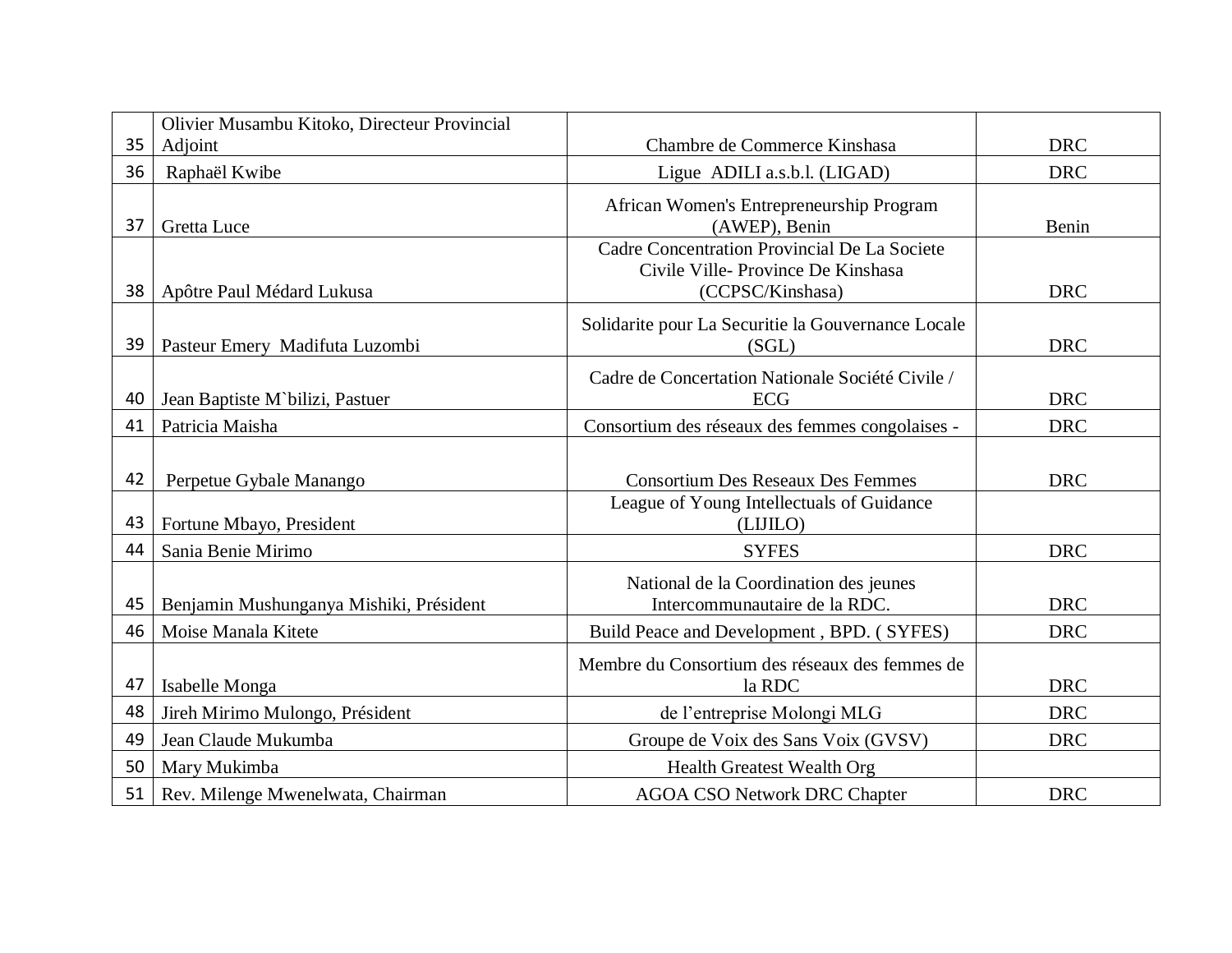| 35 | Olivier Musambu Kitoko, Directeur Provincial Adjoint | Chambre de Commerce Kinshasa | DRC |
|---|---|---|---|
| 36 | Raphaël Kwibe | Ligue ADILI a.s.b.l. (LIGAD) | DRC |
| 37 | Gretta Luce | African Women's Entrepreneurship Program (AWEP), Benin | Benin |
| 38 | Apôtre Paul Médard Lukusa | Cadre Concentration Provincial De La Societe Civile Ville- Province De Kinshasa (CCPSC/Kinshasa) | DRC |
| 39 | Pasteur Emery Madifuta Luzombi | Solidarite pour La Securitie la Gouvernance Locale (SGL) | DRC |
| 40 | Jean Baptiste M`bilizi, Pastuer | Cadre de Concertation Nationale Société Civile / ECG | DRC |
| 41 | Patricia Maisha | Consortium des réseaux des femmes congolaises - | DRC |
| 42 | Perpetue Gybale Manango | Consortium Des Reseaux Des Femmes | DRC |
| 43 | Fortune Mbayo, President | League of Young Intellectuals of Guidance (LIJILO) | |
| 44 | Sania Benie Mirimo | SYFES | DRC |
| 45 | Benjamin Mushunganya Mishiki, Président | National de la Coordination des jeunes Intercommunautaire de la RDC. | DRC |
| 46 | Moise Manala Kitete | Build Peace and Development , BPD. ( SYFES) | DRC |
| 47 | Isabelle Monga | Membre du Consortium des réseaux des femmes de la RDC | DRC |
| 48 | Jireh Mirimo Mulongo, Président | de l'entreprise Molongi MLG | DRC |
| 49 | Jean Claude Mukumba | Groupe de Voix des Sans Voix (GVSV) | DRC |
| 50 | Mary Mukimba | Health Greatest Wealth Org | |
| 51 | Rev. Milenge Mwenelwata, Chairman | AGOA CSO Network DRC Chapter | DRC |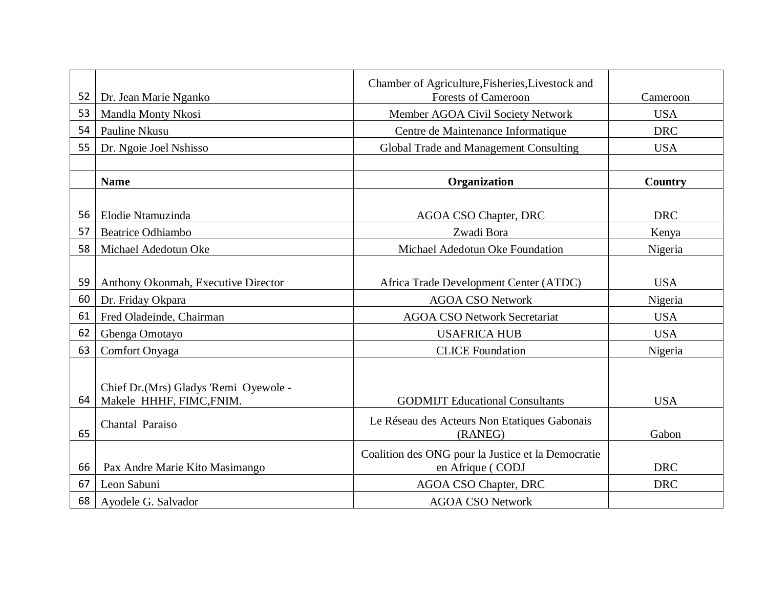| | Name | Organization | Country |
|---|---|---|---|
| 52 | Dr. Jean Marie Nganko | Chamber of Agriculture,Fisheries,Livestock and Forests of Cameroon | Cameroon |
| 53 | Mandla Monty Nkosi | Member AGOA Civil Society Network | USA |
| 54 | Pauline Nkusu | Centre de Maintenance Informatique | DRC |
| 55 | Dr. Ngoie Joel Nshisso | Global Trade and Management Consulting | USA |
| | | | |
| | **Name** | **Organization** | **Country** |
| 56 | Elodie Ntamuzinda | AGOA CSO Chapter, DRC | DRC |
| 57 | Beatrice Odhiambo | Zwadi Bora | Kenya |
| 58 | Michael Adedotun Oke | Michael Adedotun Oke Foundation | Nigeria |
| 59 | Anthony Okonmah, Executive Director | Africa Trade Development Center (ATDC) | USA |
| 60 | Dr. Friday Okpara | AGOA CSO Network | Nigeria |
| 61 | Fred Oladeinde, Chairman | AGOA CSO Network Secretariat | USA |
| 62 | Gbenga Omotayo | USAFRICA HUB | USA |
| 63 | Comfort Onyaga | CLICE Foundation | Nigeria |
| 64 | Chief Dr.(Mrs) Gladys 'Remi Oyewole - Makele HHHF, FIMC,FNIM. | GODMIJT Educational Consultants | USA |
| 65 | Chantal Paraiso | Le Réseau des Acteurs Non Etatiques Gabonais (RANEG) | Gabon |
| 66 | Pax Andre Marie Kito Masimango | Coalition des ONG pour la Justice et la Democratie en Afrique ( CODJ | DRC |
| 67 | Leon Sabuni | AGOA CSO Chapter, DRC | DRC |
| 68 | Ayodele G. Salvador | AGOA CSO Network | |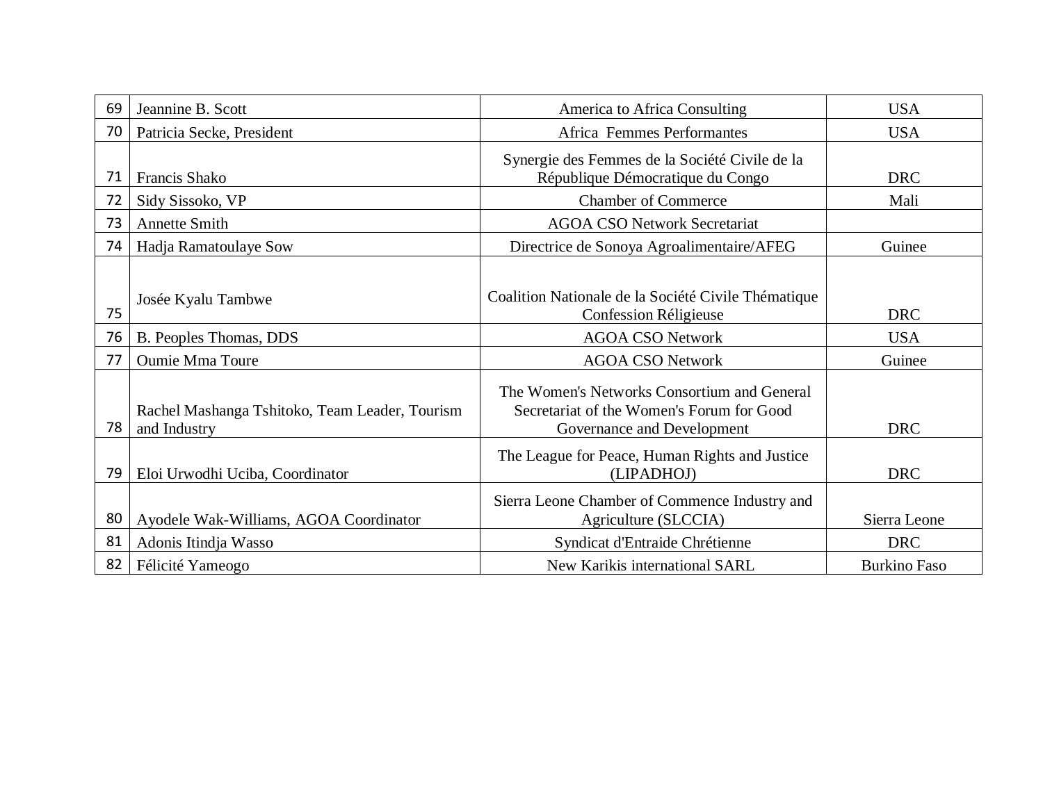| | | | |
|---|---|---|---|
| 69 | Jeannine B. Scott | America to Africa Consulting | USA |
| 70 | Patricia Secke, President | Africa Femmes Performantes | USA |
| 71 | Francis Shako | Synergie des Femmes de la Société Civile de la République Démocratique du Congo | DRC |
| 72 | Sidy Sissoko, VP | Chamber of Commerce | Mali |
| 73 | Annette Smith | AGOA CSO Network Secretariat | |
| 74 | Hadja Ramatoulaye Sow | Directrice de Sonoya Agroalimentaire/AFEG | Guinee |
| 75 | Josée Kyalu Tambwe | Coalition Nationale de la Société Civile Thématique Confession Réligieuse | DRC |
| 76 | B. Peoples Thomas, DDS | AGOA CSO Network | USA |
| 77 | Oumie Mma Toure | AGOA CSO Network | Guinee |
| 78 | Rachel Mashanga Tshitoko, Team Leader, Tourism and Industry | The Women's Networks Consortium and General Secretariat of the Women's Forum for Good Governance and Development | DRC |
| 79 | Eloi Urwodhi Uciba, Coordinator | The League for Peace, Human Rights and Justice (LIPADHOJ) | DRC |
| 80 | Ayodele Wak-Williams, AGOA Coordinator | Sierra Leone Chamber of Commence Industry and Agriculture (SLCCIA) | Sierra Leone |
| 81 | Adonis Itindja Wasso | Syndicat d'Entraide Chrétienne | DRC |
| 82 | Félicité Yameogo | New Karikis international SARL | Burkino Faso |